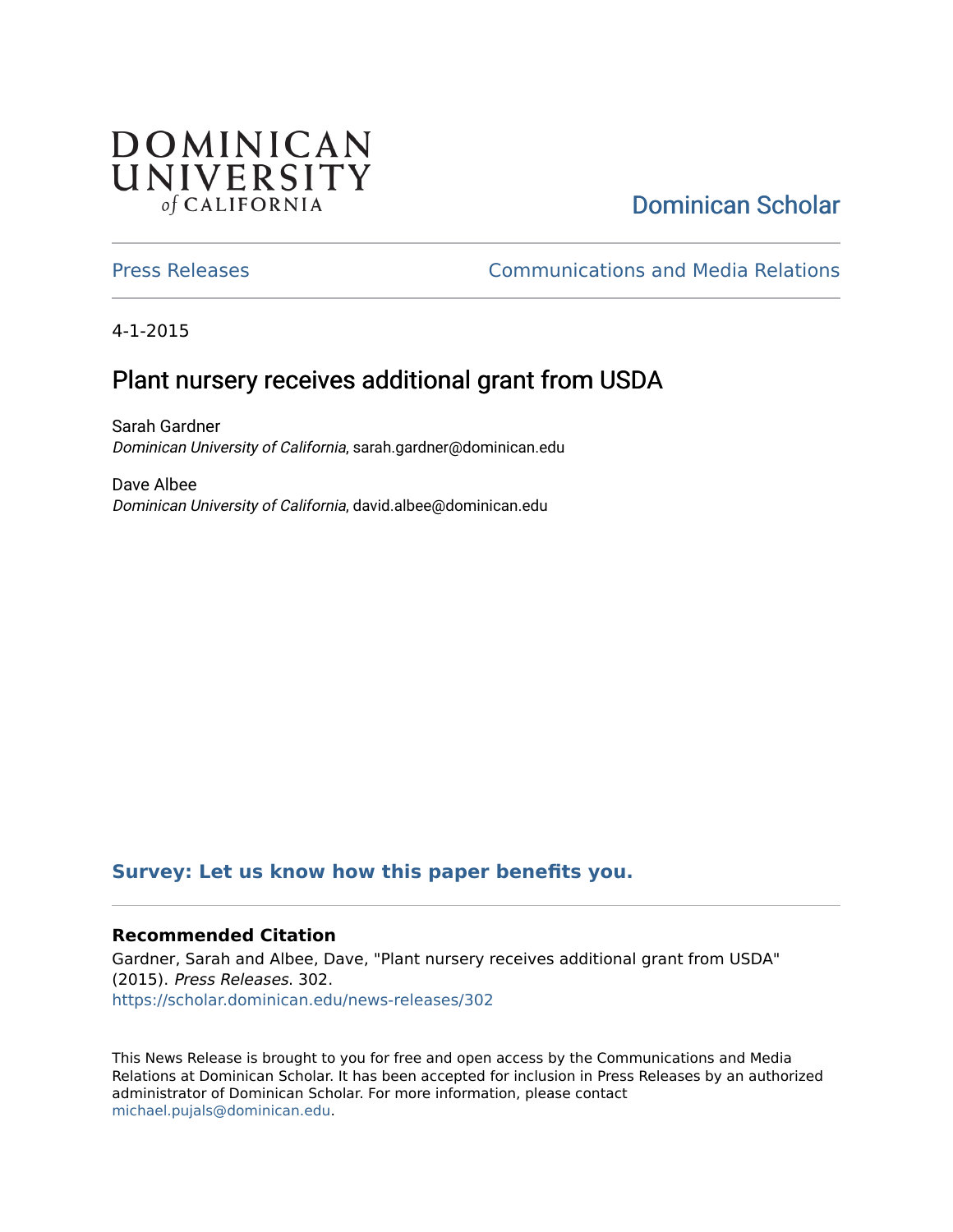DOMINICAN UNIVERSITY of CALIFORNIA

Dominican Scholar

Press Releases

Communications and Media Relations

4-1-2015

# Plant nursery receives additional grant from USDA

Sarah Gardner
*Dominican University of California*, sarah.gardner@dominican.edu

Dave Albee
*Dominican University of California*, david.albee@dominican.edu

**Survey: Let us know how this paper benefits you.**

### Recommended Citation

Gardner, Sarah and Albee, Dave, "Plant nursery receives additional grant from USDA" (2015). *Press Releases*. 302.
https://scholar.dominican.edu/news-releases/302

This News Release is brought to you for free and open access by the Communications and Media Relations at Dominican Scholar. It has been accepted for inclusion in Press Releases by an authorized administrator of Dominican Scholar. For more information, please contact michael.pujals@dominican.edu.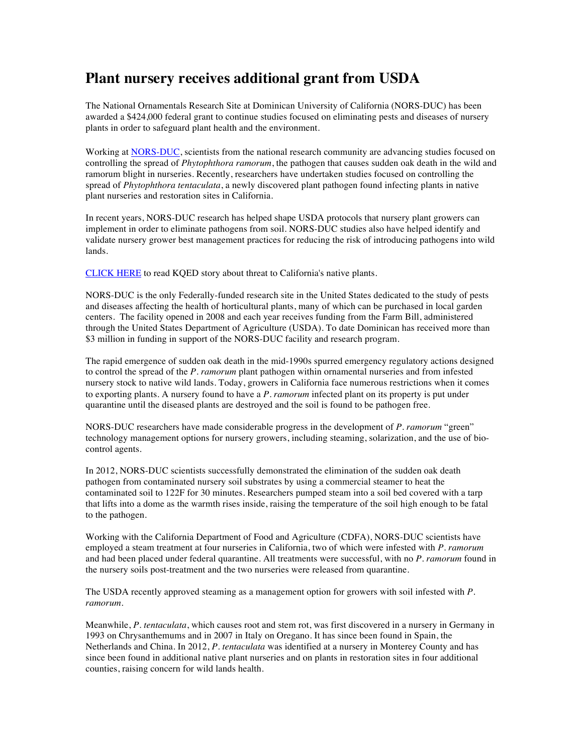# Plant nursery receives additional grant from USDA

The National Ornamentals Research Site at Dominican University of California (NORS-DUC) has been awarded a $424,000 federal grant to continue studies focused on eliminating pests and diseases of nursery plants in order to safeguard plant health and the environment.

Working at NORS-DUC, scientists from the national research community are advancing studies focused on controlling the spread of *Phytophthora ramorum*, the pathogen that causes sudden oak death in the wild and ramorum blight in nurseries. Recently, researchers have undertaken studies focused on controlling the spread of *Phytophthora tentaculata*, a newly discovered plant pathogen found infecting plants in native plant nurseries and restoration sites in California.

In recent years, NORS-DUC research has helped shape USDA protocols that nursery plant growers can implement in order to eliminate pathogens from soil. NORS-DUC studies also have helped identify and validate nursery grower best management practices for reducing the risk of introducing pathogens into wild lands.

CLICK HERE to read KQED story about threat to California's native plants.

NORS-DUC is the only Federally-funded research site in the United States dedicated to the study of pests and diseases affecting the health of horticultural plants, many of which can be purchased in local garden centers. The facility opened in 2008 and each year receives funding from the Farm Bill, administered through the United States Department of Agriculture (USDA). To date Dominican has received more than $3 million in funding in support of the NORS-DUC facility and research program.

The rapid emergence of sudden oak death in the mid-1990s spurred emergency regulatory actions designed to control the spread of the *P. ramorum* plant pathogen within ornamental nurseries and from infested nursery stock to native wild lands. Today, growers in California face numerous restrictions when it comes to exporting plants. A nursery found to have a *P. ramorum* infected plant on its property is put under quarantine until the diseased plants are destroyed and the soil is found to be pathogen free.

NORS-DUC researchers have made considerable progress in the development of *P. ramorum* "green" technology management options for nursery growers, including steaming, solarization, and the use of bio-control agents.

In 2012, NORS-DUC scientists successfully demonstrated the elimination of the sudden oak death pathogen from contaminated nursery soil substrates by using a commercial steamer to heat the contaminated soil to 122F for 30 minutes. Researchers pumped steam into a soil bed covered with a tarp that lifts into a dome as the warmth rises inside, raising the temperature of the soil high enough to be fatal to the pathogen.

Working with the California Department of Food and Agriculture (CDFA), NORS-DUC scientists have employed a steam treatment at four nurseries in California, two of which were infested with *P. ramorum* and had been placed under federal quarantine. All treatments were successful, with no *P. ramorum* found in the nursery soils post-treatment and the two nurseries were released from quarantine.

The USDA recently approved steaming as a management option for growers with soil infested with *P. ramorum*.

Meanwhile, *P. tentaculata*, which causes root and stem rot, was first discovered in a nursery in Germany in 1993 on Chrysanthemums and in 2007 in Italy on Oregano. It has since been found in Spain, the Netherlands and China. In 2012, *P. tentaculata* was identified at a nursery in Monterey County and has since been found in additional native plant nurseries and on plants in restoration sites in four additional counties, raising concern for wild lands health.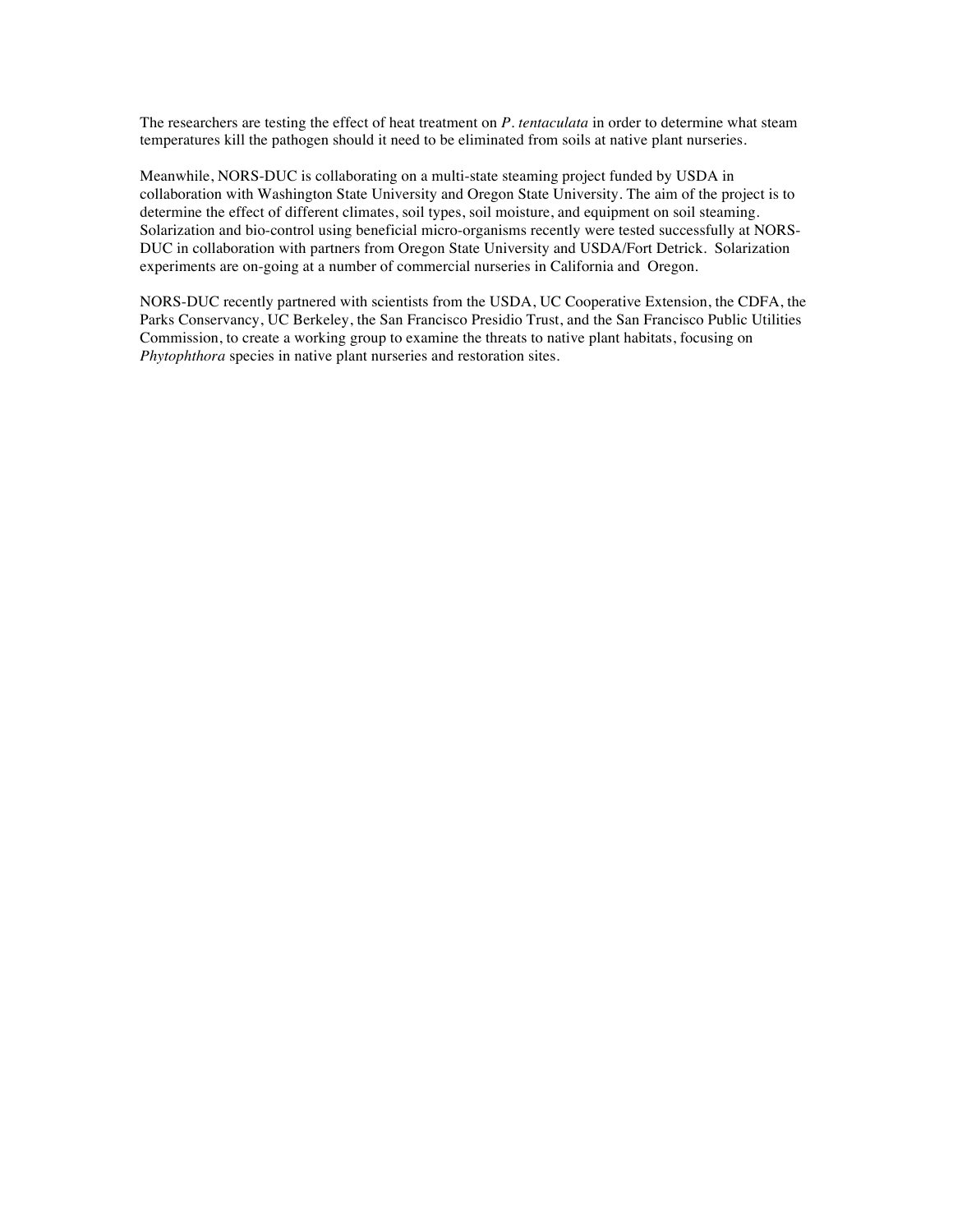The researchers are testing the effect of heat treatment on *P. tentaculata* in order to determine what steam temperatures kill the pathogen should it need to be eliminated from soils at native plant nurseries.

Meanwhile, NORS-DUC is collaborating on a multi-state steaming project funded by USDA in collaboration with Washington State University and Oregon State University. The aim of the project is to determine the effect of different climates, soil types, soil moisture, and equipment on soil steaming. Solarization and bio-control using beneficial micro-organisms recently were tested successfully at NORS-DUC in collaboration with partners from Oregon State University and USDA/Fort Detrick. Solarization experiments are on-going at a number of commercial nurseries in California and Oregon.

NORS-DUC recently partnered with scientists from the USDA, UC Cooperative Extension, the CDFA, the Parks Conservancy, UC Berkeley, the San Francisco Presidio Trust, and the San Francisco Public Utilities Commission, to create a working group to examine the threats to native plant habitats, focusing on *Phytophthora* species in native plant nurseries and restoration sites.